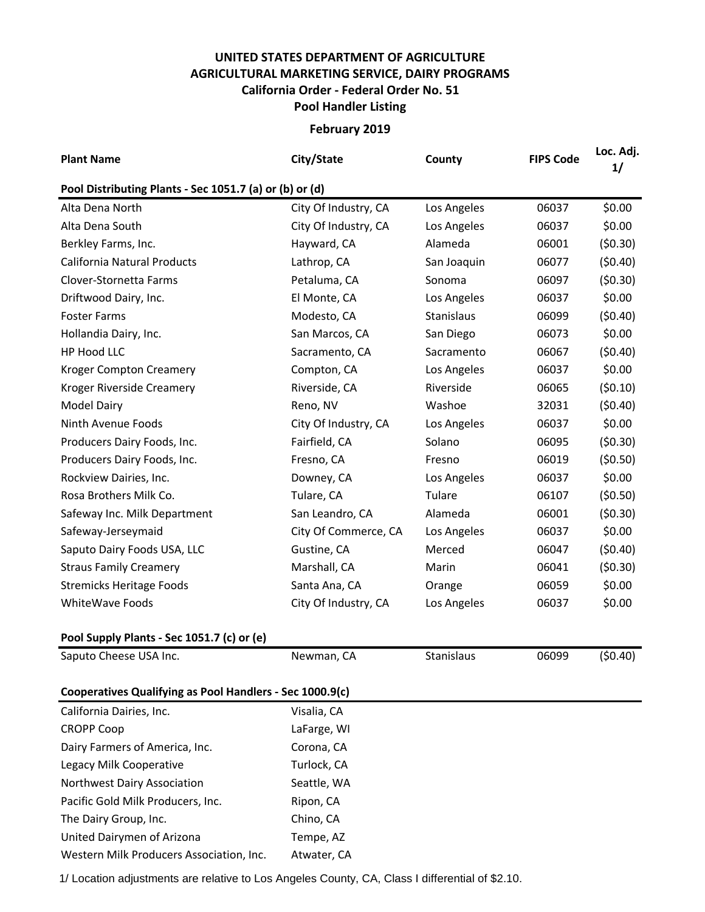# UNITED STATES DEPARTMENT OF AGRICULTURE
## AGRICULTURAL MARKETING SERVICE, DAIRY PROGRAMS
### California Order - Federal Order No. 51
### Pool Handler Listing

**February 2019**

| Plant Name | City/State | County | FIPS Code | Loc. Adj. 1/ |
|---|---|---|---|---|
| **Pool Distributing Plants - Sec 1051.7 (a) or (b) or (d)** | | | | |
| Alta Dena North | City Of Industry, CA | Los Angeles | 06037 | $0.00 |
| Alta Dena South | City Of Industry, CA | Los Angeles | 06037 | $0.00 |
| Berkley Farms, Inc. | Hayward, CA | Alameda | 06001 | ($0.30) |
| California Natural Products | Lathrop, CA | San Joaquin | 06077 | ($0.40) |
| Clover-Stornetta Farms | Petaluma, CA | Sonoma | 06097 | ($0.30) |
| Driftwood Dairy, Inc. | El Monte, CA | Los Angeles | 06037 | $0.00 |
| Foster Farms | Modesto, CA | Stanislaus | 06099 | ($0.40) |
| Hollandia Dairy, Inc. | San Marcos, CA | San Diego | 06073 | $0.00 |
| HP Hood LLC | Sacramento, CA | Sacramento | 06067 | ($0.40) |
| Kroger Compton Creamery | Compton, CA | Los Angeles | 06037 | $0.00 |
| Kroger Riverside Creamery | Riverside, CA | Riverside | 06065 | ($0.10) |
| Model Dairy | Reno, NV | Washoe | 32031 | ($0.40) |
| Ninth Avenue Foods | City Of Industry, CA | Los Angeles | 06037 | $0.00 |
| Producers Dairy Foods, Inc. | Fairfield, CA | Solano | 06095 | ($0.30) |
| Producers Dairy Foods, Inc. | Fresno, CA | Fresno | 06019 | ($0.50) |
| Rockview Dairies, Inc. | Downey, CA | Los Angeles | 06037 | $0.00 |
| Rosa Brothers Milk Co. | Tulare, CA | Tulare | 06107 | ($0.50) |
| Safeway Inc. Milk Department | San Leandro, CA | Alameda | 06001 | ($0.30) |
| Safeway-Jerseymaid | City Of Commerce, CA | Los Angeles | 06037 | $0.00 |
| Saputo Dairy Foods USA, LLC | Gustine, CA | Merced | 06047 | ($0.40) |
| Straus Family Creamery | Marshall, CA | Marin | 06041 | ($0.30) |
| Stremicks Heritage Foods | Santa Ana, CA | Orange | 06059 | $0.00 |
| WhiteWave Foods | City Of Industry, CA | Los Angeles | 06037 | $0.00 |
| **Pool Supply Plants - Sec 1051.7 (c) or (e)** | | | | |
| Saputo Cheese USA Inc. | Newman, CA | Stanislaus | 06099 | ($0.40) |
| **Cooperatives Qualifying as Pool Handlers - Sec 1000.9(c)** | | | | |
| California Dairies, Inc. | Visalia, CA | | | |
| CROPP Coop | LaFarge, WI | | | |
| Dairy Farmers of America, Inc. | Corona, CA | | | |
| Legacy Milk Cooperative | Turlock, CA | | | |
| Northwest Dairy Association | Seattle, WA | | | |
| Pacific Gold Milk Producers, Inc. | Ripon, CA | | | |
| The Dairy Group, Inc. | Chino, CA | | | |
| United Dairymen of Arizona | Tempe, AZ | | | |
| Western Milk Producers Association, Inc. | Atwater, CA | | | |

1/ Location adjustments are relative to Los Angeles County, CA, Class I differential of $2.10.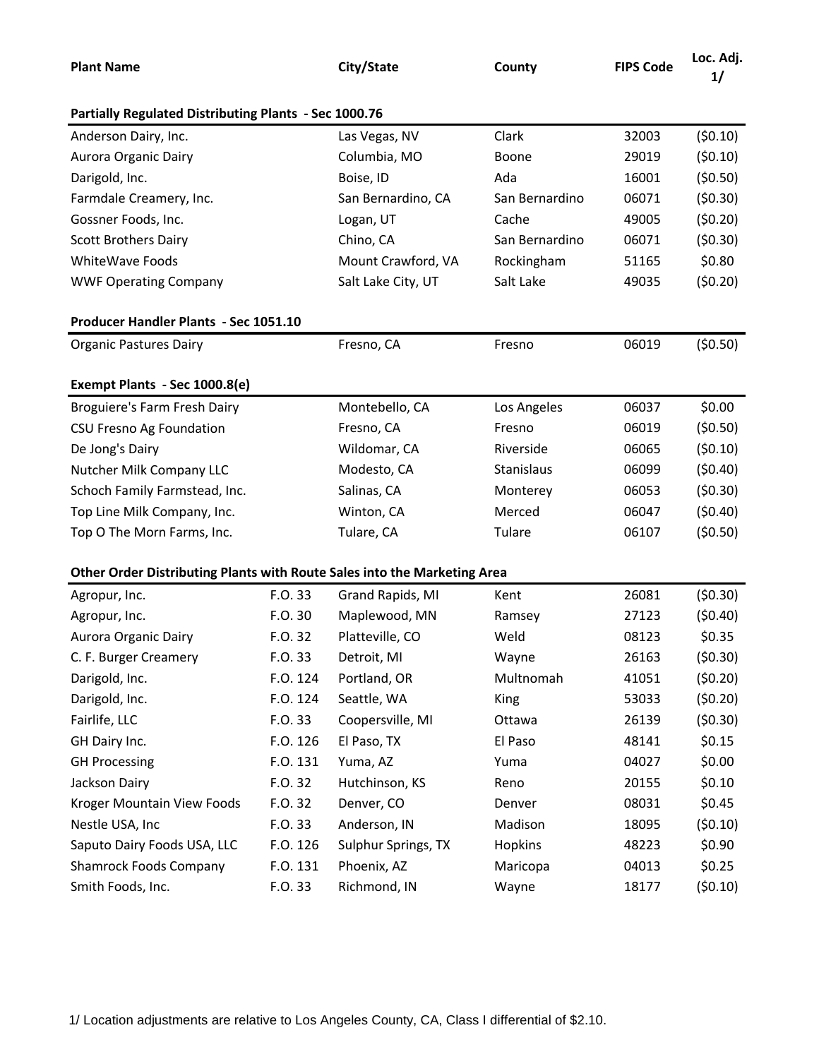| Plant Name | | City/State | County | FIPS Code | Loc. Adj. 1/ |
| --- | --- | --- | --- | --- | --- |
| **Partially Regulated Distributing Plants - Sec 1000.76** | | | | | |
| Anderson Dairy, Inc. | | Las Vegas, NV | Clark | 32003 | ($0.10) |
| Aurora Organic Dairy | | Columbia, MO | Boone | 29019 | ($0.10) |
| Darigold, Inc. | | Boise, ID | Ada | 16001 | ($0.50) |
| Farmdale Creamery, Inc. | | San Bernardino, CA | San Bernardino | 06071 | ($0.30) |
| Gossner Foods, Inc. | | Logan, UT | Cache | 49005 | ($0.20) |
| Scott Brothers Dairy | | Chino, CA | San Bernardino | 06071 | ($0.30) |
| WhiteWave Foods | | Mount Crawford, VA | Rockingham | 51165 | $0.80 |
| WWF Operating Company | | Salt Lake City, UT | Salt Lake | 49035 | ($0.20) |
| **Producer Handler Plants - Sec 1051.10** | | | | | |
| Organic Pastures Dairy | | Fresno, CA | Fresno | 06019 | ($0.50) |
| **Exempt Plants - Sec 1000.8(e)** | | | | | |
| Broguiere's Farm Fresh Dairy | | Montebello, CA | Los Angeles | 06037 | $0.00 |
| CSU Fresno Ag Foundation | | Fresno, CA | Fresno | 06019 | ($0.50) |
| De Jong's Dairy | | Wildomar, CA | Riverside | 06065 | ($0.10) |
| Nutcher Milk Company LLC | | Modesto, CA | Stanislaus | 06099 | ($0.40) |
| Schoch Family Farmstead, Inc. | | Salinas, CA | Monterey | 06053 | ($0.30) |
| Top Line Milk Company, Inc. | | Winton, CA | Merced | 06047 | ($0.40) |
| Top O The Morn Farms, Inc. | | Tulare, CA | Tulare | 06107 | ($0.50) |
| **Other Order Distributing Plants with Route Sales into the Marketing Area** | | | | | |
| Agropur, Inc. | F.O. 33 | Grand Rapids, MI | Kent | 26081 | ($0.30) |
| Agropur, Inc. | F.O. 30 | Maplewood, MN | Ramsey | 27123 | ($0.40) |
| Aurora Organic Dairy | F.O. 32 | Platteville, CO | Weld | 08123 | $0.35 |
| C. F. Burger Creamery | F.O. 33 | Detroit, MI | Wayne | 26163 | ($0.30) |
| Darigold, Inc. | F.O. 124 | Portland, OR | Multnomah | 41051 | ($0.20) |
| Darigold, Inc. | F.O. 124 | Seattle, WA | King | 53033 | ($0.20) |
| Fairlife, LLC | F.O. 33 | Coopersville, MI | Ottawa | 26139 | ($0.30) |
| GH Dairy Inc. | F.O. 126 | El Paso, TX | El Paso | 48141 | $0.15 |
| GH Processing | F.O. 131 | Yuma, AZ | Yuma | 04027 | $0.00 |
| Jackson Dairy | F.O. 32 | Hutchinson, KS | Reno | 20155 | $0.10 |
| Kroger Mountain View Foods | F.O. 32 | Denver, CO | Denver | 08031 | $0.45 |
| Nestle USA, Inc | F.O. 33 | Anderson, IN | Madison | 18095 | ($0.10) |
| Saputo Dairy Foods USA, LLC | F.O. 126 | Sulphur Springs, TX | Hopkins | 48223 | $0.90 |
| Shamrock Foods Company | F.O. 131 | Phoenix, AZ | Maricopa | 04013 | $0.25 |
| Smith Foods, Inc. | F.O. 33 | Richmond, IN | Wayne | 18177 | ($0.10) |

1/ Location adjustments are relative to Los Angeles County, CA, Class I differential of $2.10.